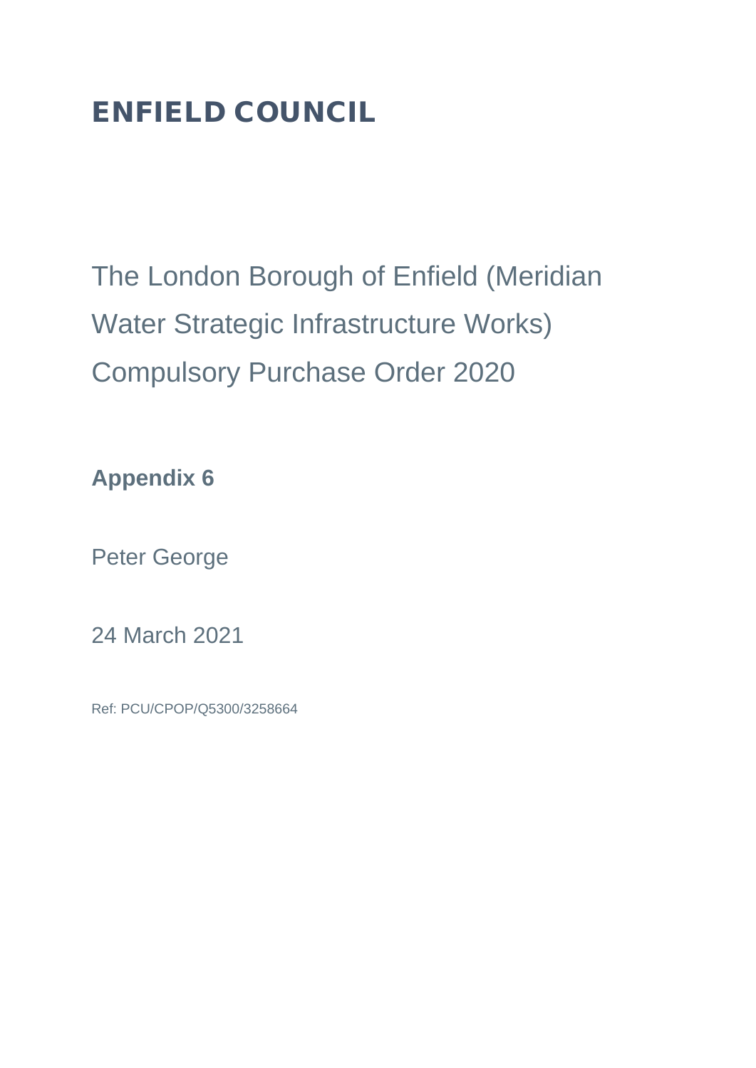# ENFIELD COUNCIL

## The London Borough of Enfield (Meridian Water Strategic Infrastructure Works) Compulsory Purchase Order 2020

**Appendix 6**

Peter George

24 March 2021

Ref: PCU/CPOP/Q5300/3258664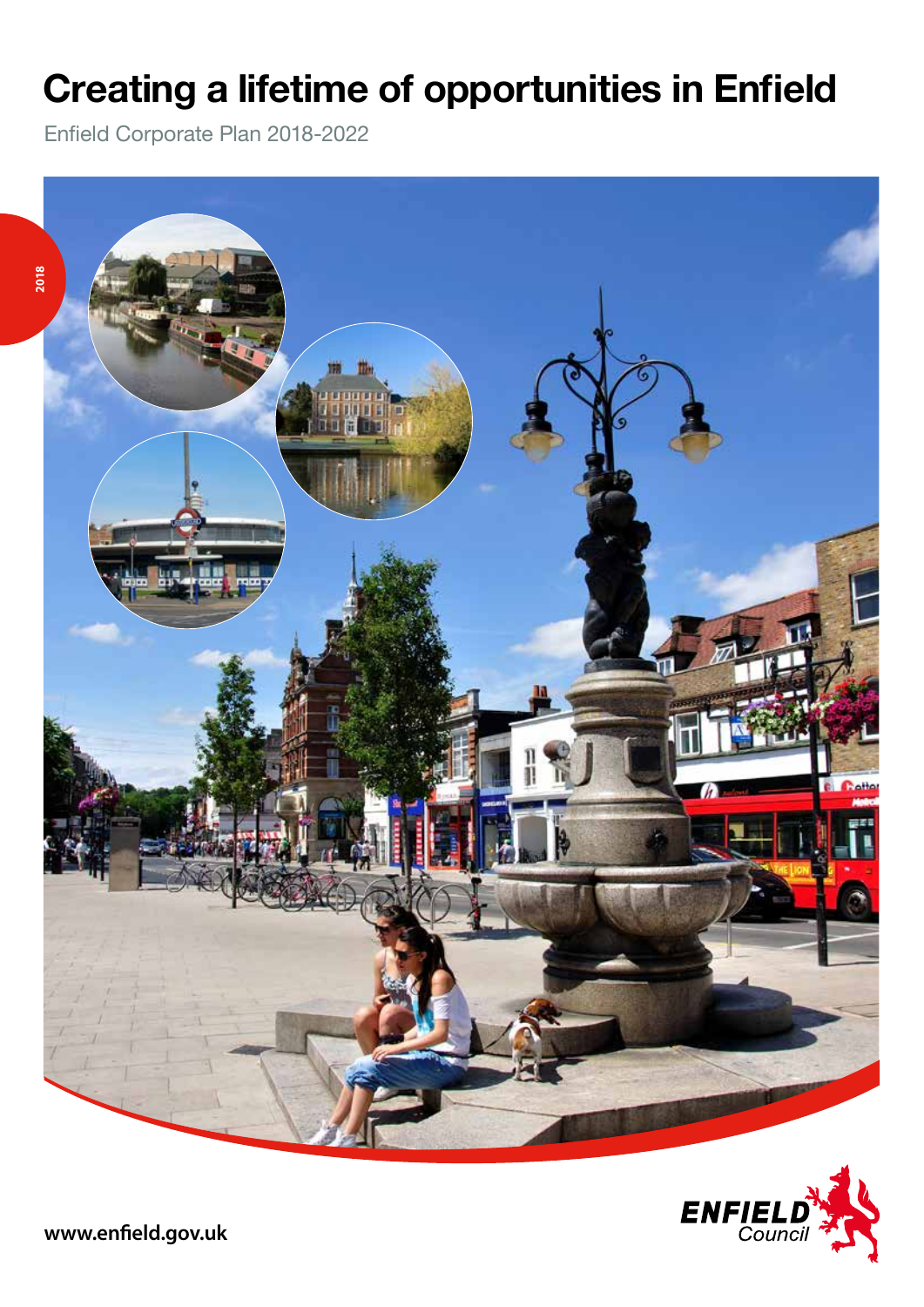# Creating a lifetime of opportunities in Enfield

Enfield Corporate Plan 2018-2022

2018

www.enfield.gov.uk

ENFIELD Council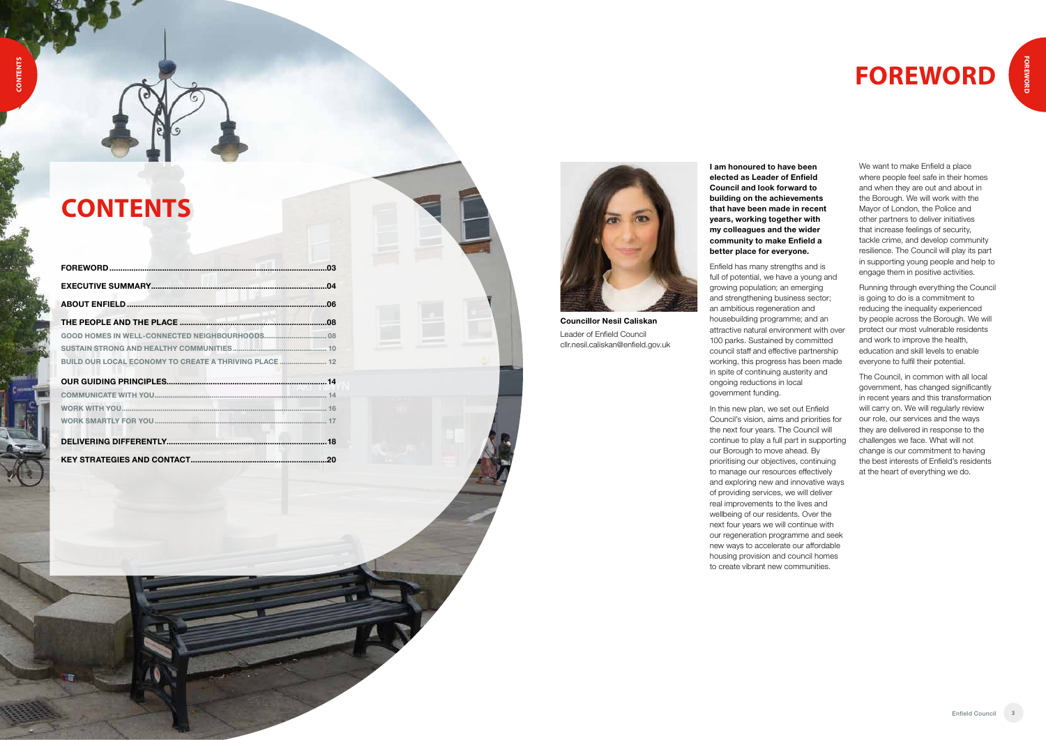# CONTENTS

| | |
|---|---|
| **FOREWORD** | **03** |
| **EXECUTIVE SUMMARY** | **04** |
| **ABOUT ENFIELD** | **06** |
| **THE PEOPLE AND THE PLACE** | **08** |
| GOOD HOMES IN WELL-CONNECTED NEIGHBOURHOODS | 08 |
| SUSTAIN STRONG AND HEALTHY COMMUNITIES | 10 |
| BUILD OUR LOCAL ECONOMY TO CREATE A THRIVING PLACE | 12 |
| **OUR GUIDING PRINCIPLES** | **14** |
| COMMUNICATE WITH YOU | 14 |
| WORK WITH YOU | 16 |
| WORK SMARTLY FOR YOU | 17 |
| **DELIVERING DIFFERENTLY** | **18** |
| **KEY STRATEGIES AND CONTACT** | **20** |

# FOREWORD

**Councillor Nesil Caliskan**
Leader of Enfield Council
cllr.nesil.caliskan@enfield.gov.uk

**I am honoured to have been elected as Leader of Enfield Council and look forward to building on the achievements that have been made in recent years, working together with my colleagues and the wider community to make Enfield a better place for everyone.**

Enfield has many strengths and is full of potential, we have a young and growing population; an emerging and strengthening business sector; an ambitious regeneration and housebuilding programme; and an attractive natural environment with over 100 parks. Sustained by committed council staff and effective partnership working, this progress has been made in spite of continuing austerity and ongoing reductions in local government funding.

In this new plan, we set out Enfield Council's vision, aims and priorities for the next four years. The Council will continue to play a full part in supporting our Borough to move ahead. By prioritising our objectives, continuing to manage our resources effectively and exploring new and innovative ways of providing services, we will deliver real improvements to the lives and wellbeing of our residents. Over the next four years we will continue with our regeneration programme and seek new ways to accelerate our affordable housing provision and council homes to create vibrant new communities.

We want to make Enfield a place where people feel safe in their homes and when they are out and about in the Borough. We will work with the Mayor of London, the Police and other partners to deliver initiatives that increase feelings of security, tackle crime, and develop community resilience. The Council will play its part in supporting young people and help to engage them in positive activities.

Running through everything the Council is going to do is a commitment to reducing the inequality experienced by people across the Borough. We will protect our most vulnerable residents and work to improve the health, education and skill levels to enable everyone to fulfil their potential.

The Council, in common with all local government, has changed significantly in recent years and this transformation will carry on. We will regularly review our role, our services and the ways they are delivered in response to the challenges we face. What will not change is our commitment to having the best interests of Enfield's residents at the heart of everything we do.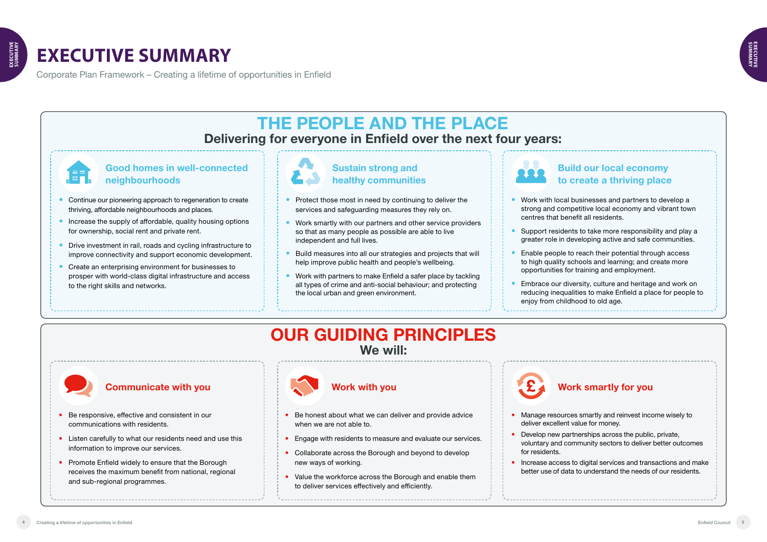# EXECUTIVE SUMMARY

Corporate Plan Framework – Creating a lifetime of opportunities in Enfield

## THE PEOPLE AND THE PLACE

**Delivering for everyone in Enfield over the next four years:**

### Good homes in well-connected neighbourhoods

- Continue our pioneering approach to regeneration to create thriving, affordable neighbourhoods and places.
- Increase the supply of affordable, quality housing options for ownership, social rent and private rent.
- Drive investment in rail, roads and cycling infrastructure to improve connectivity and support economic development.
- Create an enterprising environment for businesses to prosper with world-class digital infrastructure and access to the right skills and networks.

### Sustain strong and healthy communities

- Protect those most in need by continuing to deliver the services and safeguarding measures they rely on.
- Work smartly with our partners and other service providers so that as many people as possible are able to live independent and full lives.
- Build measures into all our strategies and projects that will help improve public health and people's wellbeing.
- Work with partners to make Enfield a safer place by tackling all types of crime and anti-social behaviour; and protecting the local urban and green environment.

### Build our local economy to create a thriving place

- Work with local businesses and partners to develop a strong and competitive local economy and vibrant town centres that benefit all residents.
- Support residents to take more responsibility and play a greater role in developing active and safe communities.
- Enable people to reach their potential through access to high quality schools and learning; and create more opportunities for training and employment.
- Embrace our diversity, culture and heritage and work on reducing inequalities to make Enfield a place for people to enjoy from childhood to old age.

## OUR GUIDING PRINCIPLES

**We will:**

### Communicate with you

- Be responsive, effective and consistent in our communications with residents.
- Listen carefully to what our residents need and use this information to improve our services.
- Promote Enfield widely to ensure that the Borough receives the maximum benefit from national, regional and sub-regional programmes.

### Work with you

- Be honest about what we can deliver and provide advice when we are not able to.
- Engage with residents to measure and evaluate our services.
- Collaborate across the Borough and beyond to develop new ways of working.
- Value the workforce across the Borough and enable them to deliver services effectively and efficiently.

### Work smartly for you

- Manage resources smartly and reinvest income wisely to deliver excellent value for money.
- Develop new partnerships across the public, private, voluntary and community sectors to deliver better outcomes for residents.
- Increase access to digital services and transactions and make better use of data to understand the needs of our residents.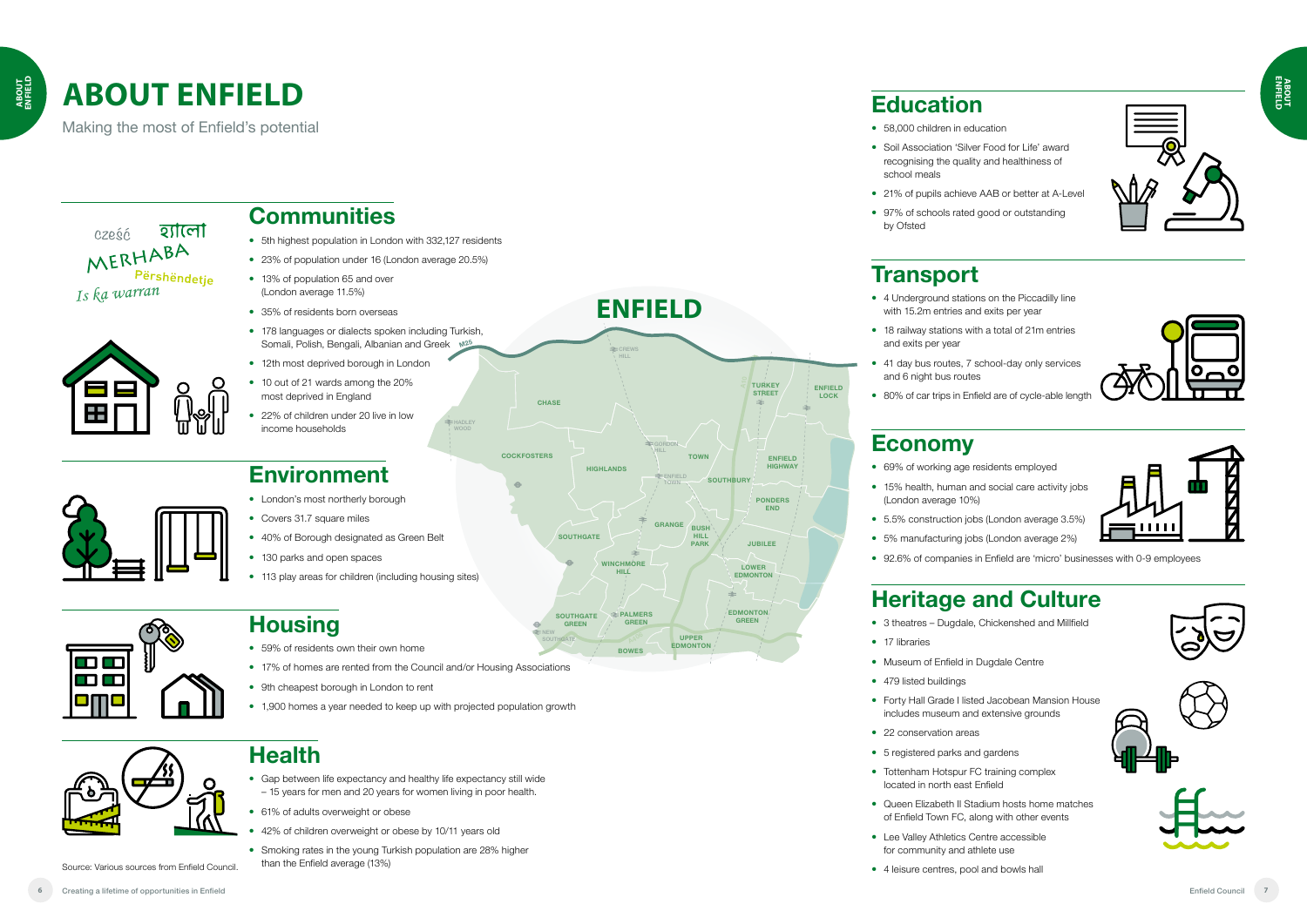# ABOUT ENFIELD

Making the most of Enfield's potential

## Communities

- 5th highest population in London with 332,127 residents
- 23% of population under 16 (London average 20.5%)
- 13% of population 65 and over (London average 11.5%)
- 35% of residents born overseas
- 178 languages or dialects spoken including Turkish, Somali, Polish, Bengali, Albanian and Greek
- 12th most deprived borough in London
- 10 out of 21 wards among the 20% most deprived in England
- 22% of children under 20 live in low income households

## Environment

- London's most northerly borough
- Covers 31.7 square miles
- 40% of Borough designated as Green Belt
- 130 parks and open spaces
- 113 play areas for children (including housing sites)

## Housing

- 59% of residents own their own home
- 17% of homes are rented from the Council and/or Housing Associations
- 9th cheapest borough in London to rent
- 1,900 homes a year needed to keep up with projected population growth

## Health

- Gap between life expectancy and healthy life expectancy still wide – 15 years for men and 20 years for women living in poor health.
- 61% of adults overweight or obese
- 42% of children overweight or obese by 10/11 years old
- Smoking rates in the young Turkish population are 28% higher than the Enfield average (13%)

Source: Various sources from Enfield Council.

## Education

- 58,000 children in education
- Soil Association 'Silver Food for Life' award recognising the quality and healthiness of school meals
- 21% of pupils achieve AAB or better at A-Level
- 97% of schools rated good or outstanding by Ofsted

## Transport

- 4 Underground stations on the Piccadilly line with 15.2m entries and exits per year
- 18 railway stations with a total of 21m entries and exits per year
- 41 day bus routes, 7 school-day only services and 6 night bus routes
- 80% of car trips in Enfield are of cycle-able length

## Economy

- 69% of working age residents employed
- 15% health, human and social care activity jobs (London average 10%)
- 5.5% construction jobs (London average 3.5%)
- 5% manufacturing jobs (London average 2%)
- 92.6% of companies in Enfield are 'micro' businesses with 0-9 employees

## Heritage and Culture

- 3 theatres – Dugdale, Chickenshed and Millfield
- 17 libraries
- Museum of Enfield in Dugdale Centre
- 479 listed buildings
- Forty Hall Grade I listed Jacobean Mansion House includes museum and extensive grounds
- 22 conservation areas
- 5 registered parks and gardens
- Tottenham Hotspur FC training complex located in north east Enfield
- Queen Elizabeth II Stadium hosts home matches of Enfield Town FC, along with other events
- Lee Valley Athletics Centre accessible for community and athlete use
- 4 leisure centres, pool and bowls hall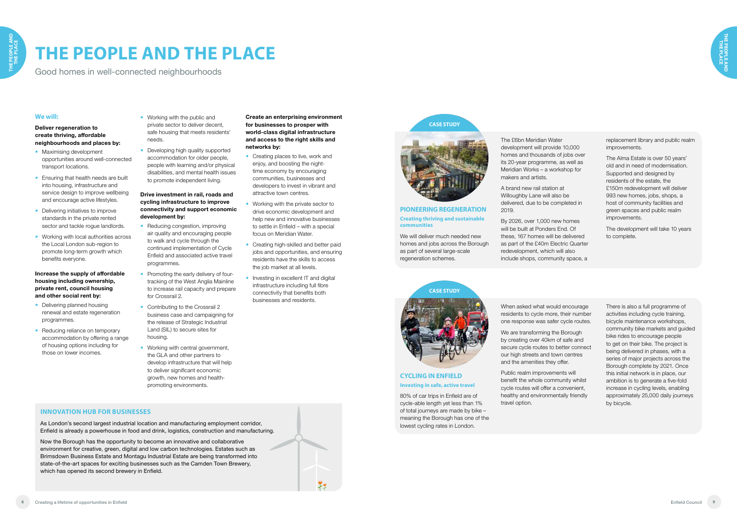# THE PEOPLE AND THE PLACE

Good homes in well-connected neighbourhoods

## We will:

**Deliver regeneration to create thriving, affordable neighbourhoods and places by:**

- Maximising development opportunities around well-connected transport locations.
- Ensuring that health needs are built into housing, infrastructure and service design to improve wellbeing and encourage active lifestyles.
- Delivering initiatives to improve standards in the private rented sector and tackle rogue landlords.
- Working with local authorities across the Local London sub-region to promote long-term growth which benefits everyone.

**Increase the supply of affordable housing including ownership, private rent, council housing and other social rent by:**

- Delivering planned housing renewal and estate regeneration programmes.
- Reducing reliance on temporary accommodation by offering a range of housing options including for those on lower incomes.
- Working with the public and private sector to deliver decent, safe housing that meets residents' needs.
- Developing high quality supported accommodation for older people, people with learning and/or physical disabilities, and mental health issues to promote independent living.

**Drive investment in rail, roads and cycling infrastructure to improve connectivity and support economic development by:**

- Reducing congestion, improving air quality and encouraging people to walk and cycle through the continued implementation of Cycle Enfield and associated active travel programmes.
- Promoting the early delivery of four-tracking of the West Anglia Mainline to increase rail capacity and prepare for Crossrail 2.
- Contributing to the Crossrail 2 business case and campaigning for the release of Strategic Industrial Land (SIL) to secure sites for housing.
- Working with central government, the GLA and other partners to develop infrastructure that will help to deliver significant economic growth, new homes and health-promoting environments.

**Create an enterprising environment for businesses to prosper with world-class digital infrastructure and access to the right skills and networks by:**

- Creating places to live, work and enjoy, and boosting the night-time economy by encouraging communities, businesses and developers to invest in vibrant and attractive town centres.
- Working with the private sector to drive economic development and help new and innovative businesses to settle in Enfield – with a special focus on Meridian Water.
- Creating high-skilled and better paid jobs and opportunities, and ensuring residents have the skills to access the job market at all levels.
- Investing in excellent IT and digital infrastructure including full fibre connectivity that benefits both businesses and residents.

### INNOVATION HUB FOR BUSINESSES

As London's second largest industrial location and manufacturing employment corridor, Enfield is already a powerhouse in food and drink, logistics, construction and manufacturing.

Now the Borough has the opportunity to become an innovative and collaborative environment for creative, green, digital and low carbon technologies. Estates such as Brimsdown Business Estate and Montagu Industrial Estate are being transformed into state-of-the-art spaces for exciting businesses such as the Camden Town Brewery, which has opened its second brewery in Enfield.

CASE STUDY

### PIONEERING REGENERATION

**Creating thriving and sustainable communities**

We will deliver much needed new homes and jobs across the Borough as part of several large-scale regeneration schemes.

The £6bn Meridian Water development will provide 10,000 homes and thousands of jobs over its 20-year programme, as well as Meridian Works – a workshop for makers and artists.

A brand new rail station at Willoughby Lane will also be delivered, due to be completed in 2019.

By 2026, over 1,000 new homes will be built at Ponders End. Of these, 167 homes will be delivered as part of the £40m Electric Quarter redevelopment, which will also include shops, community space, a replacement library and public realm improvements.

The Alma Estate is over 50 years' old and in need of modernisation. Supported and designed by residents of the estate, the £150m redevelopment will deliver 993 new homes, jobs, shops, a host of community facilities and green spaces and public realm improvements.

The development will take 10 years to complete.

CASE STUDY

### CYCLING IN ENFIELD

**Investing in safe, active travel**

80% of car trips in Enfield are of cycle-able length yet less than 1% of total journeys are made by bike – meaning the Borough has one of the lowest cycling rates in London.

When asked what would encourage residents to cycle more, their number one response was safer cycle routes.

We are transforming the Borough by creating over 40km of safe and secure cycle routes to better connect our high streets and town centres and the amenities they offer.

Public realm improvements will benefit the whole community whilst cycle routes will offer a convenient, healthy and environmentally friendly travel option.

There is also a full programme of activities including cycle training, bicycle maintenance workshops, community bike markets and guided bike rides to encourage people to get on their bike. The project is being delivered in phases, with a series of major projects across the Borough complete by 2021. Once this initial network is in place, our ambition is to generate a five-fold increase in cycling levels, enabling approximately 25,000 daily journeys by bicycle.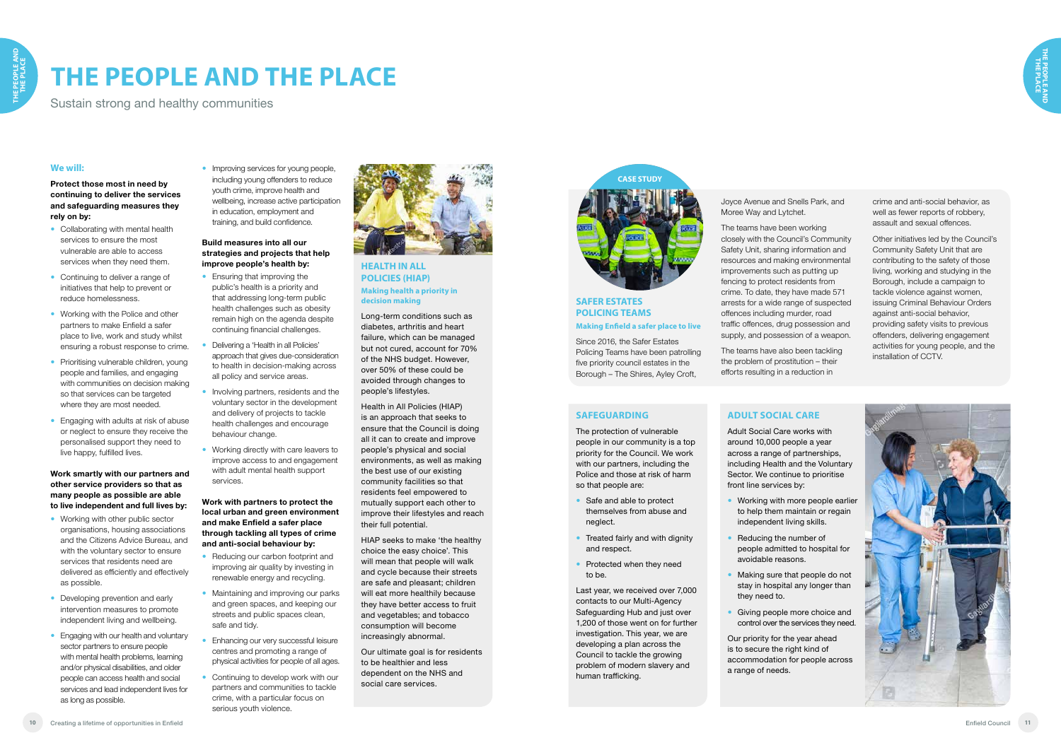# THE PEOPLE AND THE PLACE

Sustain strong and healthy communities

## We will:

**Protect those most in need by continuing to deliver the services and safeguarding measures they rely on by:**

- Collaborating with mental health services to ensure the most vulnerable are able to access services when they need them.
- Continuing to deliver a range of initiatives that help to prevent or reduce homelessness.
- Working with the Police and other partners to make Enfield a safer place to live, work and study whilst ensuring a robust response to crime.
- Prioritising vulnerable children, young people and families, and engaging with communities on decision making so that services can be targeted where they are most needed.
- Engaging with adults at risk of abuse or neglect to ensure they receive the personalised support they need to live happy, fulfilled lives.

**Work smartly with our partners and other service providers so that as many people as possible are able to live independent and full lives by:**

- Working with other public sector organisations, housing associations and the Citizens Advice Bureau, and with the voluntary sector to ensure services that residents need are delivered as efficiently and effectively as possible.
- Developing prevention and early intervention measures to promote independent living and wellbeing.
- Engaging with our health and voluntary sector partners to ensure people with mental health problems, learning and/or physical disabilities, and older people can access health and social services and lead independent lives for as long as possible.
- Improving services for young people, including young offenders to reduce youth crime, improve health and wellbeing, increase active participation in education, employment and training, and build confidence.

**Build measures into all our strategies and projects that help improve people's health by:**

- Ensuring that improving the public's health is a priority and that addressing long-term public health challenges such as obesity remain high on the agenda despite continuing financial challenges.
- Delivering a 'Health in all Policies' approach that gives due-consideration to health in decision-making across all policy and service areas.
- Involving partners, residents and the voluntary sector in the development and delivery of projects to tackle health challenges and encourage behaviour change.
- Working directly with care leavers to improve access to and engagement with adult mental health support services.

**Work with partners to protect the local urban and green environment and make Enfield a safer place through tackling all types of crime and anti-social behaviour by:**

- Reducing our carbon footprint and improving air quality by investing in renewable energy and recycling.
- Maintaining and improving our parks and green spaces, and keeping our streets and public spaces clean, safe and tidy.
- Enhancing our very successful leisure centres and promoting a range of physical activities for people of all ages.
- Continuing to develop work with our partners and communities to tackle crime, with a particular focus on serious youth violence.

## HEALTH IN ALL POLICIES (HIAP)

**Making health a priority in decision making**

Long-term conditions such as diabetes, arthritis and heart failure, which can be managed but not cured, account for 70% of the NHS budget. However, over 50% of these could be avoided through changes to people's lifestyles.

Health in All Policies (HIAP) is an approach that seeks to ensure that the Council is doing all it can to create and improve people's physical and social environments, as well as making the best use of our existing community facilities so that residents feel empowered to improve their lifestyles and reach their full potential.

HIAP seeks to make 'the healthy choice the easy choice'. This will mean that people will walk and cycle because their streets are safe and pleasant; children will eat more healthily because they have better access to fruit and vegetables; and tobacco consumption will become increasingly abnormal.

Our ultimate goal is for residents to be healthier and less dependent on the NHS and social care services.

CASE STUDY

## SAFER ESTATES POLICING TEAMS

**Making Enfield a safer place to live**

Since 2016, the Safer Estates Policing Teams have been patrolling five priority council estates in the Borough – The Shires, Ayley Croft, Joyce Avenue and Snells Park, and Moree Way and Lytchet.

The teams have been working closely with the Council's Community Safety Unit, sharing information and resources and making environmental improvements such as putting up fencing to protect residents from crime. To date, they have made 571 arrests for a wide range of suspected offences including murder, road traffic offences, drug possession and supply, and possession of a weapon.

The teams have also been tackling the problem of prostitution – their efforts resulting in a reduction in crime and anti-social behavior, as well as fewer reports of robbery, assault and sexual offences.

Other initiatives led by the Council's Community Safety Unit that are contributing to the safety of those living, working and studying in the Borough, include a campaign to tackle violence against women, issuing Criminal Behaviour Orders against anti-social behavior, providing safety visits to previous offenders, delivering engagement activities for young people, and the installation of CCTV.

## SAFEGUARDING

The protection of vulnerable people in our community is a top priority for the Council. We work with our partners, including the Police and those at risk of harm so that people are:

- Safe and able to protect themselves from abuse and neglect.
- Treated fairly and with dignity and respect.
- Protected when they need to be.

Last year, we received over 7,000 contacts to our Multi-Agency Safeguarding Hub and just over 1,200 of those went on for further investigation. This year, we are developing a plan across the Council to tackle the growing problem of modern slavery and human trafficking.

## ADULT SOCIAL CARE

Adult Social Care works with around 10,000 people a year across a range of partnerships, including Health and the Voluntary Sector. We continue to prioritise front line services by:

- Working with more people earlier to help them maintain or regain independent living skills.
- Reducing the number of people admitted to hospital for avoidable reasons.
- Making sure that people do not stay in hospital any longer than they need to.
- Giving people more choice and control over the services they need.

Our priority for the year ahead is to secure the right kind of accommodation for people across a range of needs.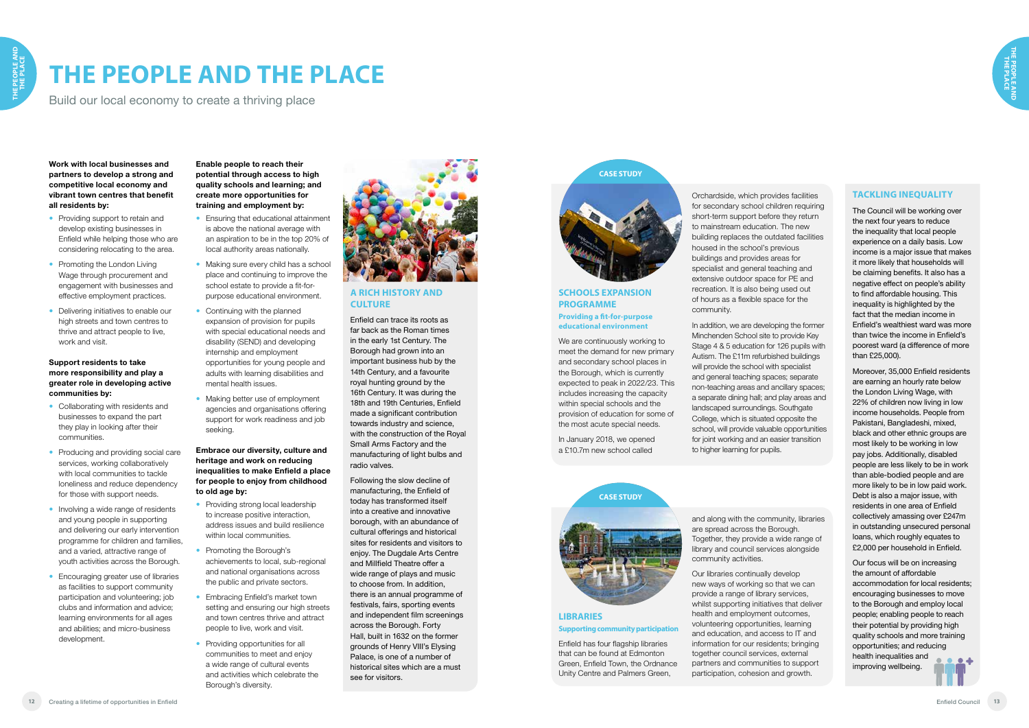# THE PEOPLE AND THE PLACE

Build our local economy to create a thriving place

**Work with local businesses and partners to develop a strong and competitive local economy and vibrant town centres that benefit all residents by:**

- Providing support to retain and develop existing businesses in Enfield while helping those who are considering relocating to the area.
- Promoting the London Living Wage through procurement and engagement with businesses and effective employment practices.
- Delivering initiatives to enable our high streets and town centres to thrive and attract people to live, work and visit.

**Support residents to take more responsibility and play a greater role in developing active communities by:**

- Collaborating with residents and businesses to expand the part they play in looking after their communities.
- Producing and providing social care services, working collaboratively with local communities to tackle loneliness and reduce dependency for those with support needs.
- Involving a wide range of residents and young people in supporting and delivering our early intervention programme for children and families, and a varied, attractive range of youth activities across the Borough.
- Encouraging greater use of libraries as facilities to support community participation and volunteering; job clubs and information and advice; learning environments for all ages and abilities; and micro-business development.

**Enable people to reach their potential through access to high quality schools and learning; and create more opportunities for training and employment by:**

- Ensuring that educational attainment is above the national average with an aspiration to be in the top 20% of local authority areas nationally.
- Making sure every child has a school place and continuing to improve the school estate to provide a fit-for-purpose educational environment.
- Continuing with the planned expansion of provision for pupils with special educational needs and disability (SEND) and developing internship and employment opportunities for young people and adults with learning disabilities and mental health issues.
- Making better use of employment agencies and organisations offering support for work readiness and job seeking.

**Embrace our diversity, culture and heritage and work on reducing inequalities to make Enfield a place for people to enjoy from childhood to old age by:**

- Providing strong local leadership to increase positive interaction, address issues and build resilience within local communities.
- Promoting the Borough's achievements to local, sub-regional and national organisations across the public and private sectors.
- Embracing Enfield's market town setting and ensuring our high streets and town centres thrive and attract people to live, work and visit.
- Providing opportunities for all communities to meet and enjoy a wide range of cultural events and activities which celebrate the Borough's diversity.

## A RICH HISTORY AND CULTURE

Enfield can trace its roots as far back as the Roman times in the early 1st Century. The Borough had grown into an important business hub by the 14th Century, and a favourite royal hunting ground by the 16th Century. It was during the 18th and 19th Centuries, Enfield made a significant contribution towards industry and science, with the construction of the Royal Small Arms Factory and the manufacturing of light bulbs and radio valves.

Following the slow decline of manufacturing, the Enfield of today has transformed itself into a creative and innovative borough, with an abundance of cultural offerings and historical sites for residents and visitors to enjoy. The Dugdale Arts Centre and Millfield Theatre offer a wide range of plays and music to choose from. In addition, there is an annual programme of festivals, fairs, sporting events and independent film screenings across the Borough. Forty Hall, built in 1632 on the former grounds of Henry VIII's Elysing Palace, is one of a number of historical sites which are a must see for visitors.

CASE STUDY

## SCHOOLS EXPANSION PROGRAMME

### Providing a fit-for-purpose educational environment

We are continuously working to meet the demand for new primary and secondary school places in the Borough, which is currently expected to peak in 2022/23. This includes increasing the capacity within special schools and the provision of education for some of the most acute special needs.

In January 2018, we opened a £10.7m new school called Orchardside, which provides facilities for secondary school children requiring short-term support before they return to mainstream education. The new building replaces the outdated facilities housed in the school's previous buildings and provides areas for specialist and general teaching and extensive outdoor space for PE and recreation. It is also being used out of hours as a flexible space for the community.

In addition, we are developing the former Minchenden School site to provide Key Stage 4 & 5 education for 126 pupils with Autism. The £11m refurbished buildings will provide the school with specialist and general teaching spaces; separate non-teaching areas and ancillary spaces; a separate dining hall; and play areas and landscaped surroundings. Southgate College, which is situated opposite the school, will provide valuable opportunities for joint working and an easier transition to higher learning for pupils.

CASE STUDY

## LIBRARIES

### Supporting community participation

Enfield has four flagship libraries that can be found at Edmonton Green, Enfield Town, the Ordnance Unity Centre and Palmers Green, and along with the community, libraries are spread across the Borough. Together, they provide a wide range of library and council services alongside community activities.

Our libraries continually develop new ways of working so that we can provide a range of library services, whilst supporting initiatives that deliver health and employment outcomes, volunteering opportunities, learning and education, and access to IT and information for our residents; bringing together council services, external partners and communities to support participation, cohesion and growth.

## TACKLING INEQUALITY

The Council will be working over the next four years to reduce the inequality that local people experience on a daily basis. Low income is a major issue that makes it more likely that households will be claiming benefits. It also has a negative effect on people's ability to find affordable housing. This inequality is highlighted by the fact that the median income in Enfield's wealthiest ward was more than twice the income in Enfield's poorest ward (a difference of more than £25,000).

Moreover, 35,000 Enfield residents are earning an hourly rate below the London Living Wage, with 22% of children now living in low income households. People from Pakistani, Bangladeshi, mixed, black and other ethnic groups are most likely to be working in low pay jobs. Additionally, disabled people are less likely to be in work than able-bodied people and are more likely to be in low paid work. Debt is also a major issue, with residents in one area of Enfield collectively amassing over £247m in outstanding unsecured personal loans, which roughly equates to £2,000 per household in Enfield.

Our focus will be on increasing the amount of affordable accommodation for local residents; encouraging businesses to move to the Borough and employ local people; enabling people to reach their potential by providing high quality schools and more training opportunities; and reducing health inequalities and improving wellbeing.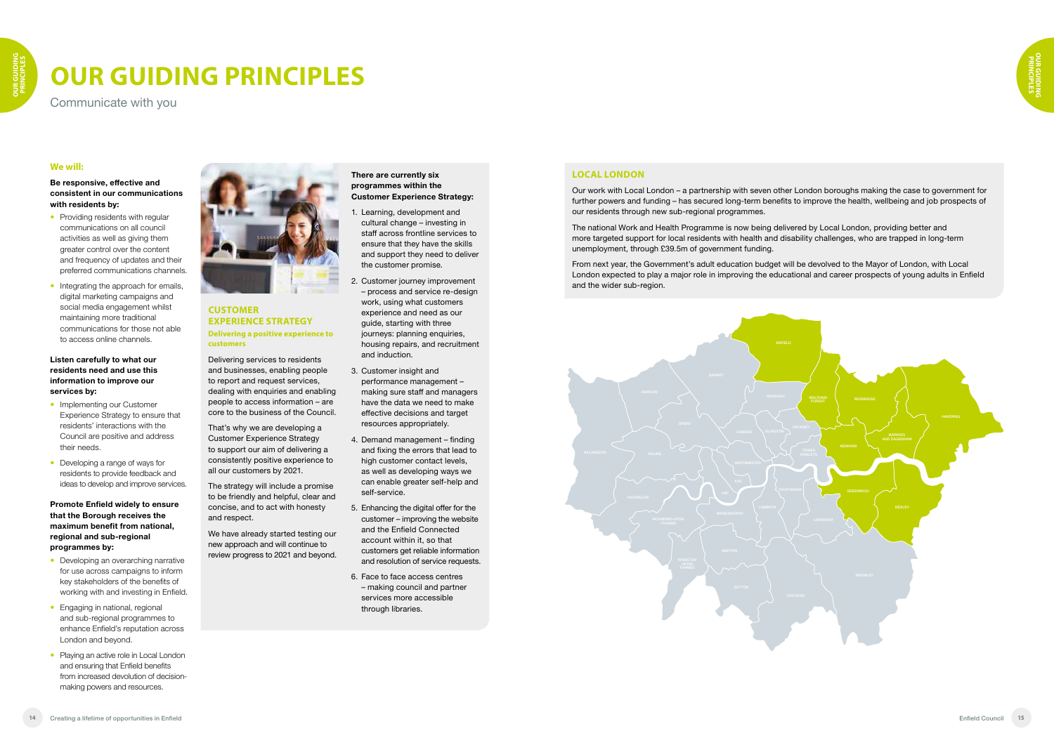# OUR GUIDING PRINCIPLES

Communicate with you

**We will:**

**Be responsive, effective and consistent in our communications with residents by:**

- Providing residents with regular communications on all council activities as well as giving them greater control over the content and frequency of updates and their preferred communications channels.
- Integrating the approach for emails, digital marketing campaigns and social media engagement whilst maintaining more traditional communications for those not able to access online channels.

**Listen carefully to what our residents need and use this information to improve our services by:**

- Implementing our Customer Experience Strategy to ensure that residents' interactions with the Council are positive and address their needs.
- Developing a range of ways for residents to provide feedback and ideas to develop and improve services.

**Promote Enfield widely to ensure that the Borough receives the maximum benefit from national, regional and sub-regional programmes by:**

- Developing an overarching narrative for use across campaigns to inform key stakeholders of the benefits of working with and investing in Enfield.
- Engaging in national, regional and sub-regional programmes to enhance Enfield's reputation across London and beyond.
- Playing an active role in Local London and ensuring that Enfield benefits from increased devolution of decision-making powers and resources.

## CUSTOMER EXPERIENCE STRATEGY

**Delivering a positive experience to customers**

Delivering services to residents and businesses, enabling people to report and request services, dealing with enquiries and enabling people to access information – are core to the business of the Council.

That's why we are developing a Customer Experience Strategy to support our aim of delivering a consistently positive experience to all our customers by 2021.

The strategy will include a promise to be friendly and helpful, clear and concise, and to act with honesty and respect.

We have already started testing our new approach and will continue to review progress to 2021 and beyond.

**There are currently six programmes within the Customer Experience Strategy:**

1. Learning, development and cultural change – investing in staff across frontline services to ensure that they have the skills and support they need to deliver the customer promise.
2. Customer journey improvement – process and service re-design work, using what customers experience and need as our guide, starting with three journeys: planning enquiries, housing repairs, and recruitment and induction.
3. Customer insight and performance management – making sure staff and managers have the data we need to make effective decisions and target resources appropriately.
4. Demand management – finding and fixing the errors that lead to high customer contact levels, as well as developing ways we can enable greater self-help and self-service.
5. Enhancing the digital offer for the customer – improving the website and the Enfield Connected account within it, so that customers get reliable information and resolution of service requests.
6. Face to face access centres – making council and partner services more accessible through libraries.

## LOCAL LONDON

Our work with Local London – a partnership with seven other London boroughs making the case to government for further powers and funding – has secured long-term benefits to improve the health, wellbeing and job prospects of our residents through new sub-regional programmes.

The national Work and Health Programme is now being delivered by Local London, providing better and more targeted support for local residents with health and disability challenges, who are trapped in long-term unemployment, through £39.5m of government funding.

From next year, the Government's adult education budget will be devolved to the Mayor of London, with Local London expected to play a major role in improving the educational and career prospects of young adults in Enfield and the wider sub-region.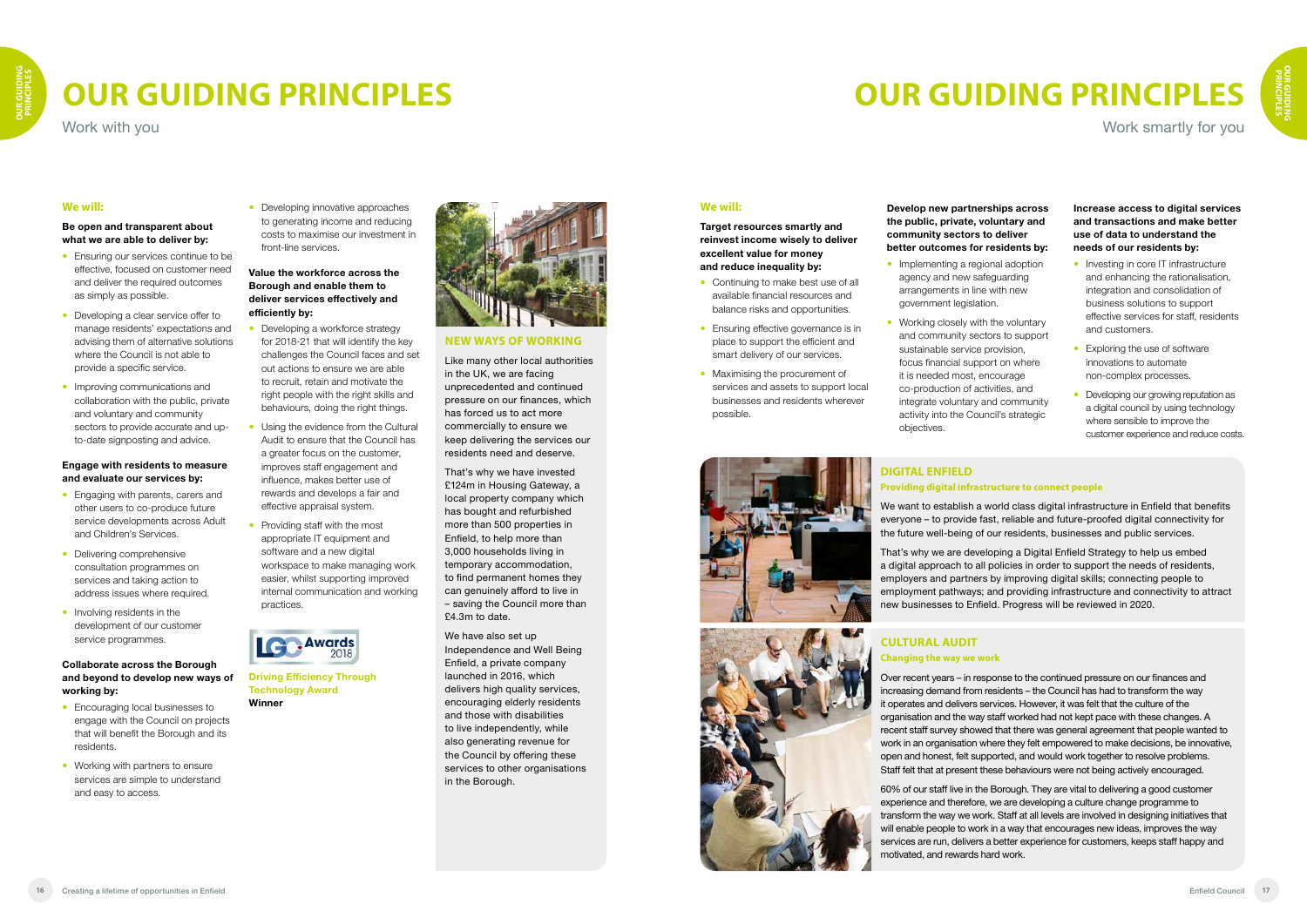# OUR GUIDING PRINCIPLES

Work with you

**We will:**

**Be open and transparent about what we are able to deliver by:**

- Ensuring our services continue to be effective, focused on customer need and deliver the required outcomes as simply as possible.
- Developing a clear service offer to manage residents' expectations and advising them of alternative solutions where the Council is not able to provide a specific service.
- Improving communications and collaboration with the public, private and voluntary and community sectors to provide accurate and up-to-date signposting and advice.

**Engage with residents to measure and evaluate our services by:**

- Engaging with parents, carers and other users to co-produce future service developments across Adult and Children's Services.
- Delivering comprehensive consultation programmes on services and taking action to address issues where required.
- Involving residents in the development of our customer service programmes.

**Collaborate across the Borough and beyond to develop new ways of working by:**

- Encouraging local businesses to engage with the Council on projects that will benefit the Borough and its residents.
- Working with partners to ensure services are simple to understand and easy to access.
- Developing innovative approaches to generating income and reducing costs to maximise our investment in front-line services.

**Value the workforce across the Borough and enable them to deliver services effectively and efficiently by:**

- Developing a workforce strategy for 2018-21 that will identify the key challenges the Council faces and set out actions to ensure we are able to recruit, retain and motivate the right people with the right skills and behaviours, doing the right things.
- Using the evidence from the Cultural Audit to ensure that the Council has a greater focus on the customer, improves staff engagement and influence, makes better use of rewards and develops a fair and effective appraisal system.
- Providing staff with the most appropriate IT equipment and software and a new digital workspace to make managing work easier, whilst supporting improved internal communication and working practices.

LGC Awards 2018

**Driving Efficiency Through Technology Award**
**Winner**

## NEW WAYS OF WORKING

Like many other local authorities in the UK, we are facing unprecedented and continued pressure on our finances, which has forced us to act more commercially to ensure we keep delivering the services our residents need and deserve.

That's why we have invested £124m in Housing Gateway, a local property company which has bought and refurbished more than 500 properties in Enfield, to help more than 3,000 households living in temporary accommodation, to find permanent homes they can genuinely afford to live in – saving the Council more than £4.3m to date.

We have also set up Independence and Well Being Enfield, a private company launched in 2016, which delivers high quality services, encouraging elderly residents and those with disabilities to live independently, while also generating revenue for the Council by offering these services to other organisations in the Borough.

# OUR GUIDING PRINCIPLES

Work smartly for you

**We will:**

**Target resources smartly and reinvest income wisely to deliver excellent value for money and reduce inequality by:**

- Continuing to make best use of all available financial resources and balance risks and opportunities.
- Ensuring effective governance is in place to support the efficient and smart delivery of our services.
- Maximising the procurement of services and assets to support local businesses and residents wherever possible.

**Develop new partnerships across the public, private, voluntary and community sectors to deliver better outcomes for residents by:**

- Implementing a regional adoption agency and new safeguarding arrangements in line with new government legislation.
- Working closely with the voluntary and community sectors to support sustainable service provision, focus financial support on where it is needed most, encourage co-production of activities, and integrate voluntary and community activity into the Council's strategic objectives.

**Increase access to digital services and transactions and make better use of data to understand the needs of our residents by:**

- Investing in core IT infrastructure and enhancing the rationalisation, integration and consolidation of business solutions to support effective services for staff, residents and customers.
- Exploring the use of software innovations to automate non-complex processes.
- Developing our growing reputation as a digital council by using technology where sensible to improve the customer experience and reduce costs.

## DIGITAL ENFIELD

### Providing digital infrastructure to connect people

We want to establish a world class digital infrastructure in Enfield that benefits everyone – to provide fast, reliable and future-proofed digital connectivity for the future well-being of our residents, businesses and public services.

That's why we are developing a Digital Enfield Strategy to help us embed a digital approach to all policies in order to support the needs of residents, employers and partners by improving digital skills; connecting people to employment pathways; and providing infrastructure and connectivity to attract new businesses to Enfield. Progress will be reviewed in 2020.

## CULTURAL AUDIT

### Changing the way we work

Over recent years – in response to the continued pressure on our finances and increasing demand from residents – the Council has had to transform the way it operates and delivers services. However, it was felt that the culture of the organisation and the way staff worked had not kept pace with these changes. A recent staff survey showed that there was general agreement that people wanted to work in an organisation where they felt empowered to make decisions, be innovative, open and honest, felt supported, and would work together to resolve problems. Staff felt that at present these behaviours were not being actively encouraged.

60% of our staff live in the Borough. They are vital to delivering a good customer experience and therefore, we are developing a culture change programme to transform the way we work. Staff at all levels are involved in designing initiatives that will enable people to work in a way that encourages new ideas, improves the way services are run, delivers a better experience for customers, keeps staff happy and motivated, and rewards hard work.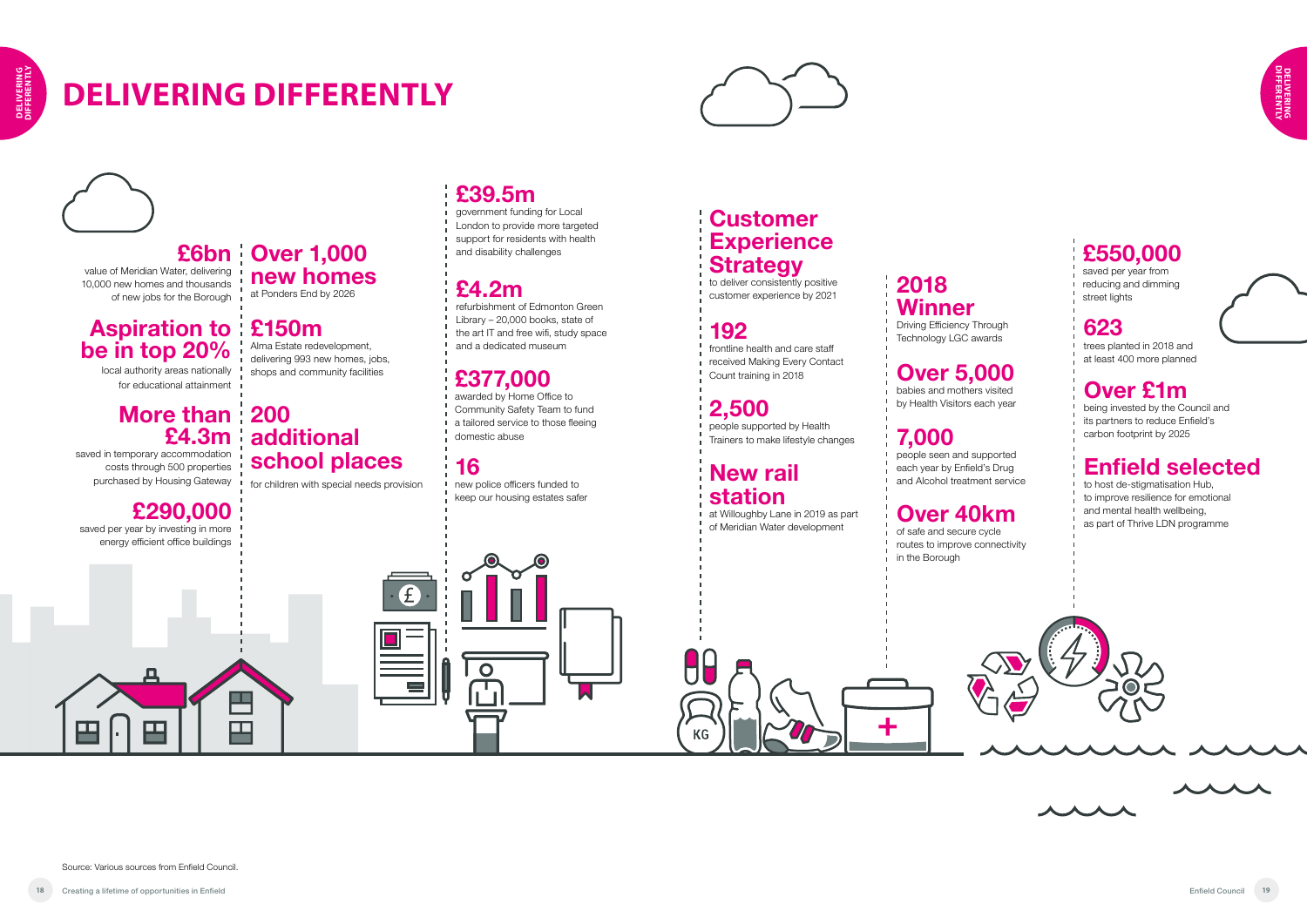# DELIVERING DIFFERENTLY

**£6bn**
value of Meridian Water, delivering 10,000 new homes and thousands of new jobs for the Borough

**Aspiration to be in top 20%**
local authority areas nationally for educational attainment

**More than £4.3m**
saved in temporary accommodation costs through 500 properties purchased by Housing Gateway

**£290,000**
saved per year by investing in more energy efficient office buildings

**Over 1,000 new homes**
at Ponders End by 2026

**£150m**
Alma Estate redevelopment, delivering 993 new homes, jobs, shops and community facilities

**200 additional school places**
for children with special needs provision

**£39.5m**
government funding for Local London to provide more targeted support for residents with health and disability challenges

**£4.2m**
refurbishment of Edmonton Green Library – 20,000 books, state of the art IT and free wifi, study space and a dedicated museum

**£377,000**
awarded by Home Office to Community Safety Team to fund a tailored service to those fleeing domestic abuse

**16**
new police officers funded to keep our housing estates safer

**Customer Experience Strategy**
to deliver consistently positive customer experience by 2021

**192**
frontline health and care staff received Making Every Contact Count training in 2018

**2,500**
people supported by Health Trainers to make lifestyle changes

**New rail station**
at Willoughby Lane in 2019 as part of Meridian Water development

**2018 Winner**
Driving Efficiency Through Technology LGC awards

**Over 5,000**
babies and mothers visited by Health Visitors each year

**7,000**
people seen and supported each year by Enfield's Drug and Alcohol treatment service

**Over 40km**
of safe and secure cycle routes to improve connectivity in the Borough

**£550,000**
saved per year from reducing and dimming street lights

**623**
trees planted in 2018 and at least 400 more planned

**Over £1m**
being invested by the Council and its partners to reduce Enfield's carbon footprint by 2025

**Enfield selected**
to host de-stigmatisation Hub, to improve resilience for emotional and mental health wellbeing, as part of Thrive LDN programme

Source: Various sources from Enfield Council.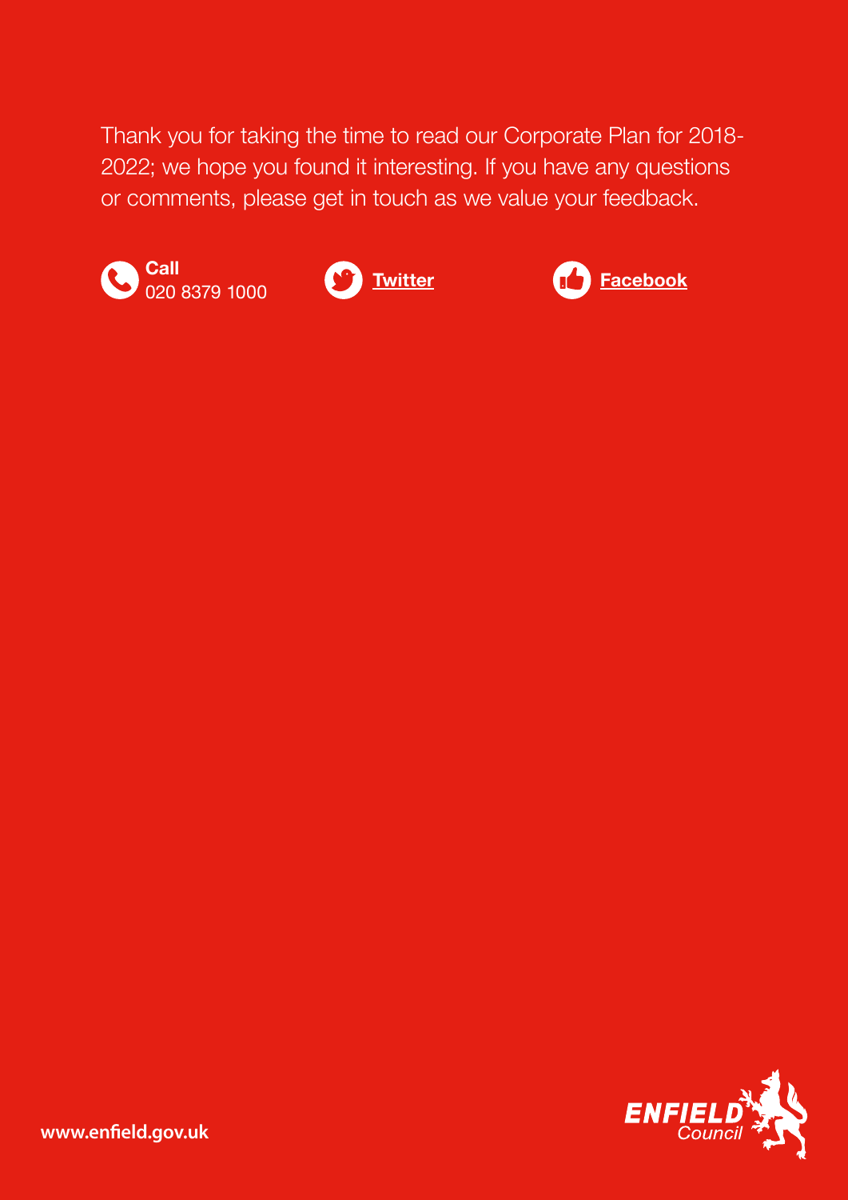Thank you for taking the time to read our Corporate Plan for 2018-2022; we hope you found it interesting. If you have any questions or comments, please get in touch as we value your feedback.

**Call**
020 8379 1000

**Twitter**

**Facebook**

**www.enfield.gov.uk**

ENFIELD Council